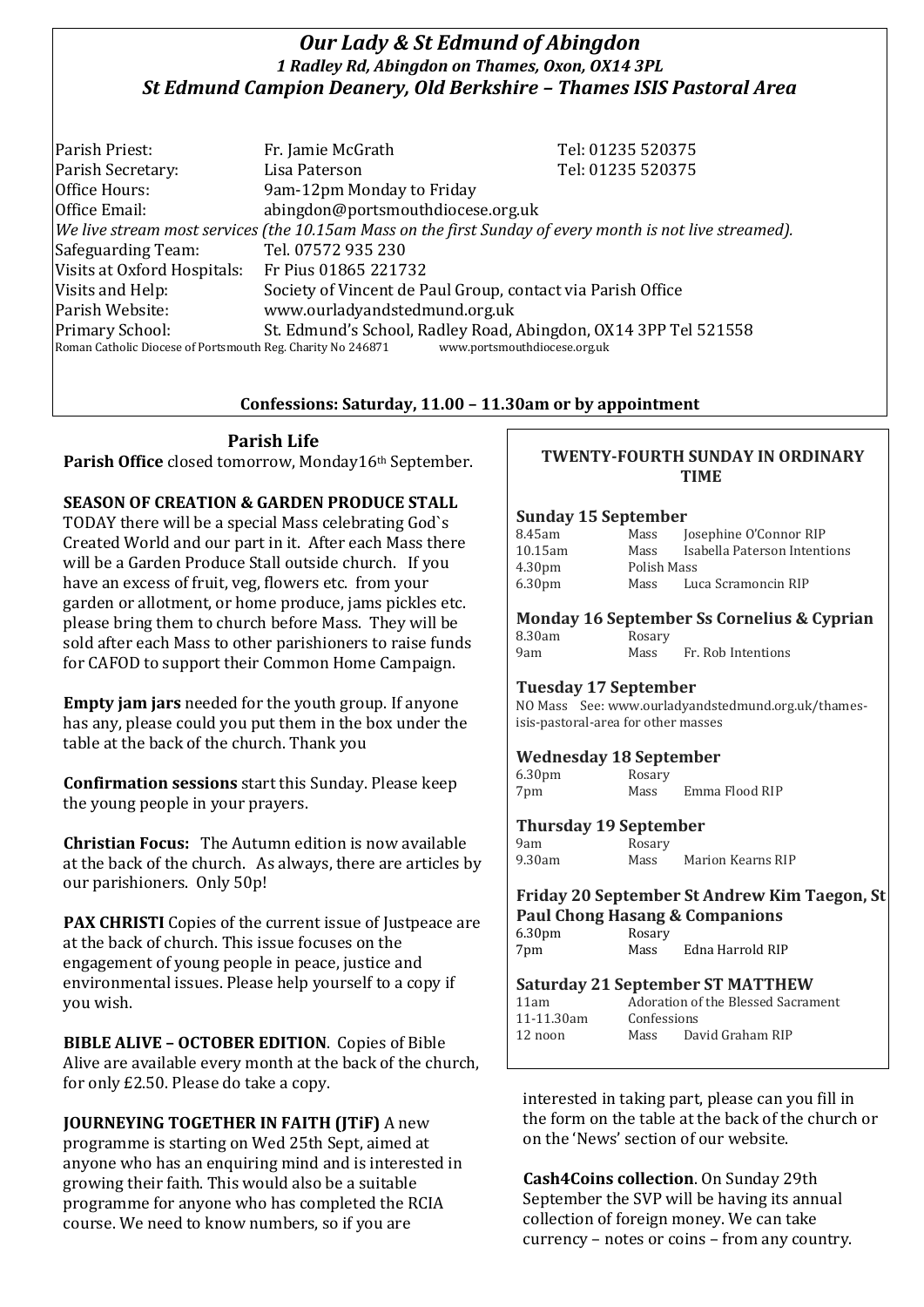# *Our Lady & St Edmund of Abingdon*

### *1 Radley Rd, Abingdon on Thames, Oxon, OX14 3PL*

### *St Edmund Campion Deanery, Old Berkshire – Thames ISIS Pastoral Area*

| | | |
|---|---|---|
| Parish Priest: | Fr. Jamie McGrath | Tel: 01235 520375 |
| Parish Secretary: | Lisa Paterson | Tel: 01235 520375 |
| Office Hours: | 9am-12pm Monday to Friday | |
| Office Email: | abingdon@portsmouthdiocese.org.uk | |

*We live stream most services (the 10.15am Mass on the first Sunday of every month is not live streamed).*

| | |
|---|---|
| Safeguarding Team: | Tel. 07572 935 230 |
| Visits at Oxford Hospitals: | Fr Pius 01865 221732 |
| Visits and Help: | Society of Vincent de Paul Group, contact via Parish Office |
| Parish Website: | www.ourladyandstedmund.org.uk |
| Primary School: | St. Edmund's School, Radley Road, Abingdon, OX14 3PP Tel 521558 |

Roman Catholic Diocese of Portsmouth Reg. Charity No 246871 www.portsmouthdiocese.org.uk

**Confessions: Saturday, 11.00 – 11.30am or by appointment**

## Parish Life

**Parish Office** closed tomorrow, Monday16th September.

**SEASON OF CREATION & GARDEN PRODUCE STALL**
TODAY there will be a special Mass celebrating God`s Created World and our part in it. After each Mass there will be a Garden Produce Stall outside church. If you have an excess of fruit, veg, flowers etc. from your garden or allotment, or home produce, jams pickles etc. please bring them to church before Mass. They will be sold after each Mass to other parishioners to raise funds for CAFOD to support their Common Home Campaign.

**Empty jam jars** needed for the youth group. If anyone has any, please could you put them in the box under the table at the back of the church. Thank you

**Confirmation sessions** start this Sunday. Please keep the young people in your prayers.

**Christian Focus:** The Autumn edition is now available at the back of the church. As always, there are articles by our parishioners. Only 50p!

**PAX CHRISTI** Copies of the current issue of Justpeace are at the back of church. This issue focuses on the engagement of young people in peace, justice and environmental issues. Please help yourself to a copy if you wish.

**BIBLE ALIVE – OCTOBER EDITION**. Copies of Bible Alive are available every month at the back of the church, for only £2.50. Please do take a copy.

**JOURNEYING TOGETHER IN FAITH (JTiF)** A new programme is starting on Wed 25th Sept, aimed at anyone who has an enquiring mind and is interested in growing their faith. This would also be a suitable programme for anyone who has completed the RCIA course. We need to know numbers, so if you are interested in taking part, please can you fill in the form on the table at the back of the church or on the 'News' section of our website.

**Cash4Coins collection**. On Sunday 29th September the SVP will be having its annual collection of foreign money. We can take currency – notes or coins – from any country.

## TWENTY-FOURTH SUNDAY IN ORDINARY TIME

### Sunday 15 September

| | | |
|---|---|---|
| 8.45am | Mass | Josephine O'Connor RIP |
| 10.15am | Mass | Isabella Paterson Intentions |
| 4.30pm | Polish Mass | |
| 6.30pm | Mass | Luca Scramoncin RIP |

### Monday 16 September Ss Cornelius & Cyprian

| | | |
|---|---|---|
| 8.30am | Rosary | |
| 9am | Mass | Fr. Rob Intentions |

### Tuesday 17 September

NO Mass See: www.ourladyandstedmund.org.uk/thames-isis-pastoral-area for other masses

### Wednesday 18 September

| | | |
|---|---|---|
| 6.30pm | Rosary | |
| 7pm | Mass | Emma Flood RIP |

### Thursday 19 September

| | | |
|---|---|---|
| 9am | Rosary | |
| 9.30am | Mass | Marion Kearns RIP |

### Friday 20 September St Andrew Kim Taegon, St Paul Chong Hasang & Companions

| | | |
|---|---|---|
| 6.30pm | Rosary | |
| 7pm | Mass | Edna Harrold RIP |

### Saturday 21 September ST MATTHEW

| | | |
|---|---|---|
| 11am | Adoration of the Blessed Sacrament | |
| 11-11.30am | Confessions | |
| 12 noon | Mass | David Graham RIP |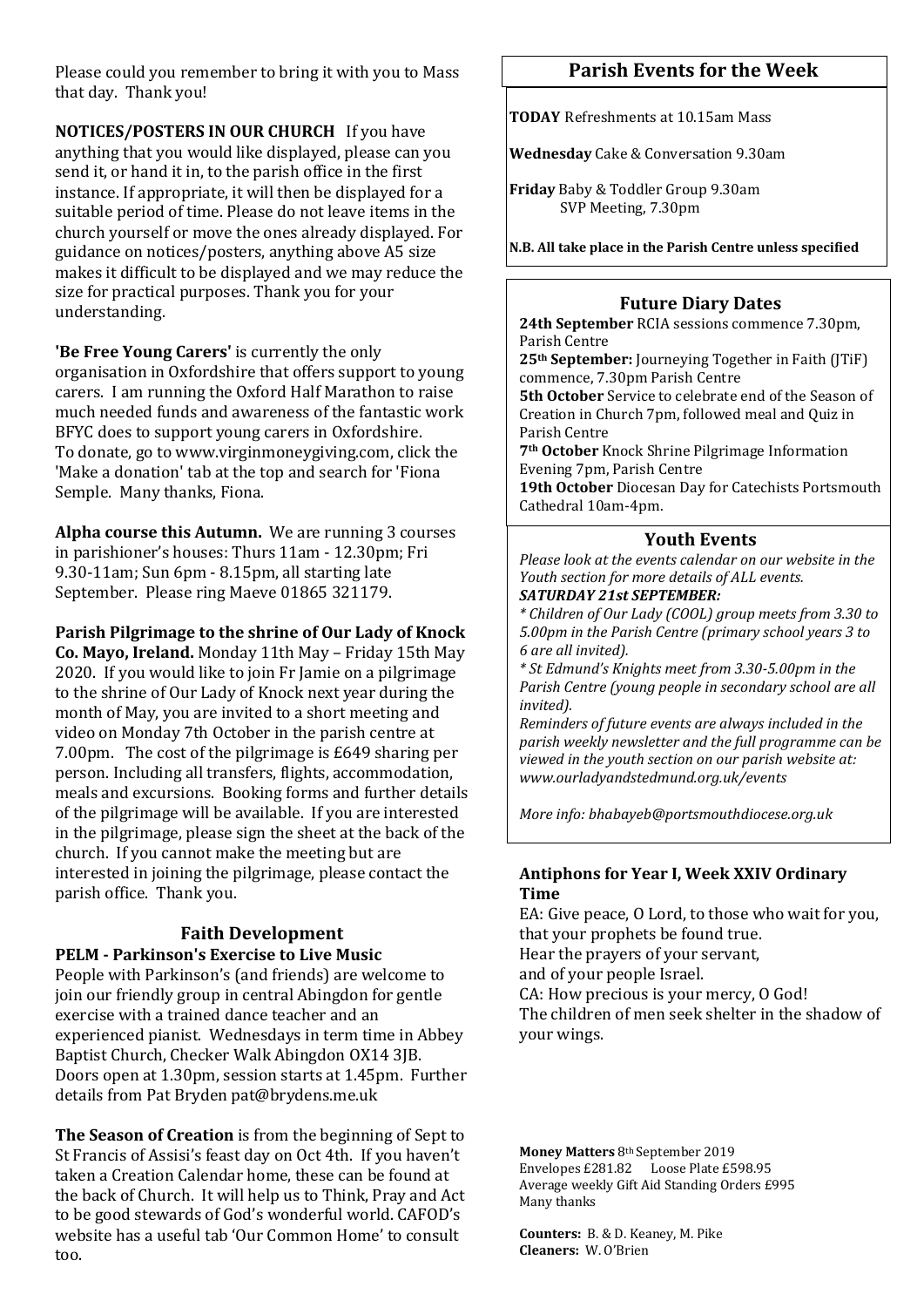Please could you remember to bring it with you to Mass that day. Thank you!

**NOTICES/POSTERS IN OUR CHURCH** If you have anything that you would like displayed, please can you send it, or hand it in, to the parish office in the first instance. If appropriate, it will then be displayed for a suitable period of time. Please do not leave items in the church yourself or move the ones already displayed. For guidance on notices/posters, anything above A5 size makes it difficult to be displayed and we may reduce the size for practical purposes. Thank you for your understanding.

**'Be Free Young Carers'** is currently the only organisation in Oxfordshire that offers support to young carers. I am running the Oxford Half Marathon to raise much needed funds and awareness of the fantastic work BFYC does to support young carers in Oxfordshire. To donate, go to www.virginmoneygiving.com, click the 'Make a donation' tab at the top and search for 'Fiona Semple. Many thanks, Fiona.

**Alpha course this Autumn.** We are running 3 courses in parishioner's houses: Thurs 11am - 12.30pm; Fri 9.30-11am; Sun 6pm - 8.15pm, all starting late September. Please ring Maeve 01865 321179.

**Parish Pilgrimage to the shrine of Our Lady of Knock Co. Mayo, Ireland.** Monday 11th May – Friday 15th May 2020. If you would like to join Fr Jamie on a pilgrimage to the shrine of Our Lady of Knock next year during the month of May, you are invited to a short meeting and video on Monday 7th October in the parish centre at 7.00pm. The cost of the pilgrimage is £649 sharing per person. Including all transfers, flights, accommodation, meals and excursions. Booking forms and further details of the pilgrimage will be available. If you are interested in the pilgrimage, please sign the sheet at the back of the church. If you cannot make the meeting but are interested in joining the pilgrimage, please contact the parish office. Thank you.

## Faith Development

**PELM - Parkinson's Exercise to Live Music**

People with Parkinson's (and friends) are welcome to join our friendly group in central Abingdon for gentle exercise with a trained dance teacher and an experienced pianist. Wednesdays in term time in Abbey Baptist Church, Checker Walk Abingdon OX14 3JB. Doors open at 1.30pm, session starts at 1.45pm. Further details from Pat Bryden pat@brydens.me.uk

**The Season of Creation** is from the beginning of Sept to St Francis of Assisi's feast day on Oct 4th. If you haven't taken a Creation Calendar home, these can be found at the back of Church. It will help us to Think, Pray and Act to be good stewards of God's wonderful world. CAFOD's website has a useful tab 'Our Common Home' to consult too.

## Parish Events for the Week

**TODAY** Refreshments at 10.15am Mass

**Wednesday** Cake & Conversation 9.30am

**Friday** Baby & Toddler Group 9.30am
SVP Meeting, 7.30pm

**N.B. All take place in the Parish Centre unless specified**

## Future Diary Dates

**24th September** RCIA sessions commence 7.30pm, Parish Centre
**25th September:** Journeying Together in Faith (JTiF) commence, 7.30pm Parish Centre
**5th October** Service to celebrate end of the Season of Creation in Church 7pm, followed meal and Quiz in Parish Centre
**7th October** Knock Shrine Pilgrimage Information Evening 7pm, Parish Centre
**19th October** Diocesan Day for Catechists Portsmouth Cathedral 10am-4pm.

## Youth Events

*Please look at the events calendar on our website in the Youth section for more details of ALL events.*
***SATURDAY 21st SEPTEMBER:***
*\* Children of Our Lady (COOL) group meets from 3.30 to 5.00pm in the Parish Centre (primary school years 3 to 6 are all invited).*
*\* St Edmund's Knights meet from 3.30-5.00pm in the Parish Centre (young people in secondary school are all invited).*
*Reminders of future events are always included in the parish weekly newsletter and the full programme can be viewed in the youth section on our parish website at: www.ourladyandstedmund.org.uk/events*

*More info: bhabayeb@portsmouthdiocese.org.uk*

**Antiphons for Year I, Week XXIV Ordinary Time**

EA: Give peace, O Lord, to those who wait for you, that your prophets be found true.
Hear the prayers of your servant,
and of your people Israel.
CA: How precious is your mercy, O God!
The children of men seek shelter in the shadow of your wings.

**Money Matters** 8th September 2019
Envelopes £281.82 Loose Plate £598.95
Average weekly Gift Aid Standing Orders £995
Many thanks

**Counters:** B. & D. Keaney, M. Pike
**Cleaners:** W. O'Brien